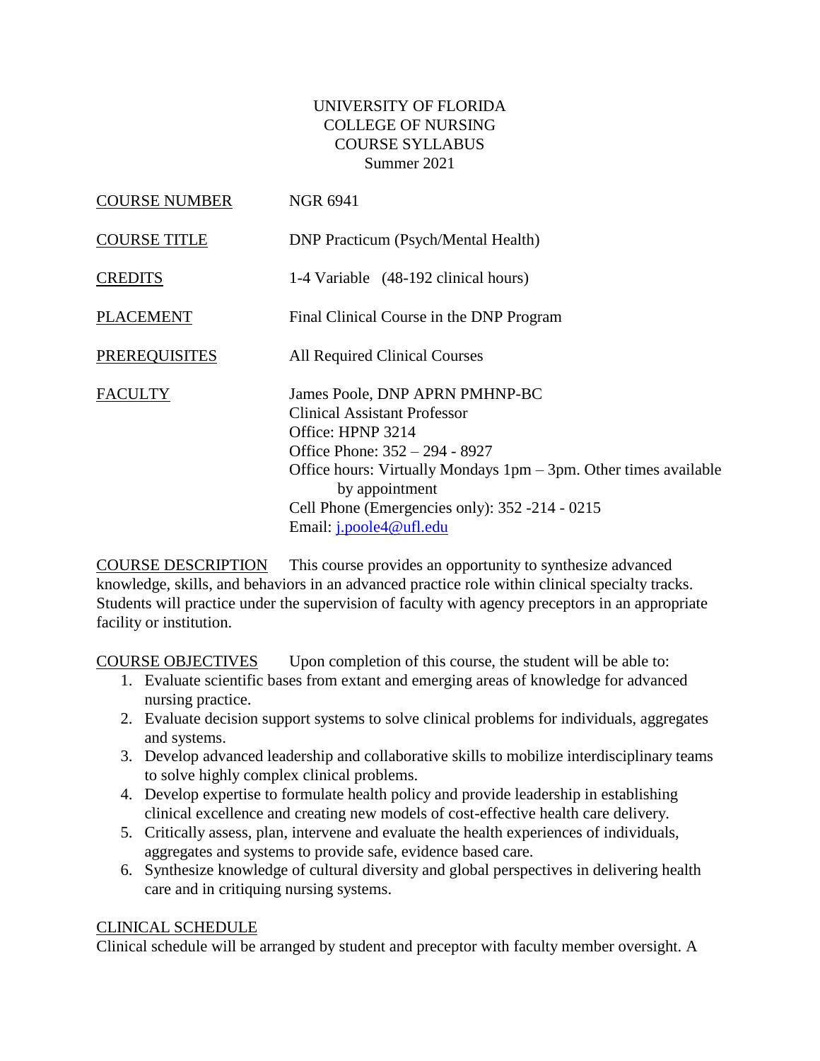# UNIVERSITY OF FLORIDA
## COLLEGE OF NURSING
## COURSE SYLLABUS
### Summer 2021

COURSE NUMBER NGR 6941

COURSE TITLE DNP Practicum (Psych/Mental Health)

CREDITS 1-4 Variable (48-192 clinical hours)

PLACEMENT Final Clinical Course in the DNP Program

PREREQUISITES All Required Clinical Courses

FACULTY James Poole, DNP APRN PMHNP-BC
Clinical Assistant Professor
Office: HPNP 3214
Office Phone: 352 – 294 - 8927
Office hours: Virtually Mondays 1pm – 3pm. Other times available by appointment
Cell Phone (Emergencies only): 352 -214 - 0215
Email: j.poole4@ufl.edu

COURSE DESCRIPTION This course provides an opportunity to synthesize advanced knowledge, skills, and behaviors in an advanced practice role within clinical specialty tracks. Students will practice under the supervision of faculty with agency preceptors in an appropriate facility or institution.

COURSE OBJECTIVES Upon completion of this course, the student will be able to:

1. Evaluate scientific bases from extant and emerging areas of knowledge for advanced nursing practice.
2. Evaluate decision support systems to solve clinical problems for individuals, aggregates and systems.
3. Develop advanced leadership and collaborative skills to mobilize interdisciplinary teams to solve highly complex clinical problems.
4. Develop expertise to formulate health policy and provide leadership in establishing clinical excellence and creating new models of cost-effective health care delivery.
5. Critically assess, plan, intervene and evaluate the health experiences of individuals, aggregates and systems to provide safe, evidence based care.
6. Synthesize knowledge of cultural diversity and global perspectives in delivering health care and in critiquing nursing systems.

CLINICAL SCHEDULE

Clinical schedule will be arranged by student and preceptor with faculty member oversight. A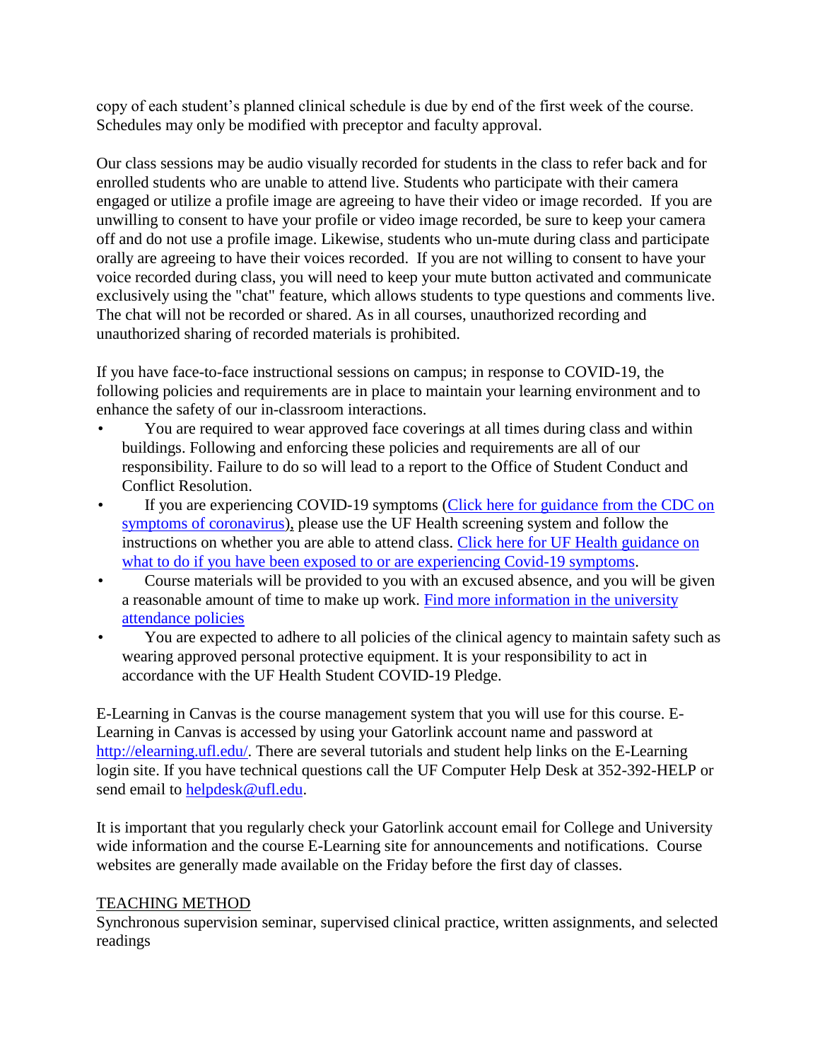copy of each student's planned clinical schedule is due by end of the first week of the course. Schedules may only be modified with preceptor and faculty approval.

Our class sessions may be audio visually recorded for students in the class to refer back and for enrolled students who are unable to attend live. Students who participate with their camera engaged or utilize a profile image are agreeing to have their video or image recorded. If you are unwilling to consent to have your profile or video image recorded, be sure to keep your camera off and do not use a profile image. Likewise, students who un-mute during class and participate orally are agreeing to have their voices recorded. If you are not willing to consent to have your voice recorded during class, you will need to keep your mute button activated and communicate exclusively using the "chat" feature, which allows students to type questions and comments live. The chat will not be recorded or shared. As in all courses, unauthorized recording and unauthorized sharing of recorded materials is prohibited.

If you have face-to-face instructional sessions on campus; in response to COVID-19, the following policies and requirements are in place to maintain your learning environment and to enhance the safety of our in-classroom interactions.

- You are required to wear approved face coverings at all times during class and within buildings. Following and enforcing these policies and requirements are all of our responsibility. Failure to do so will lead to a report to the Office of Student Conduct and Conflict Resolution.
- If you are experiencing COVID-19 symptoms (Click here for guidance from the CDC on symptoms of coronavirus), please use the UF Health screening system and follow the instructions on whether you are able to attend class. Click here for UF Health guidance on what to do if you have been exposed to or are experiencing Covid-19 symptoms.
- Course materials will be provided to you with an excused absence, and you will be given a reasonable amount of time to make up work. Find more information in the university attendance policies
- You are expected to adhere to all policies of the clinical agency to maintain safety such as wearing approved personal protective equipment. It is your responsibility to act in accordance with the UF Health Student COVID-19 Pledge.

E-Learning in Canvas is the course management system that you will use for this course. E-Learning in Canvas is accessed by using your Gatorlink account name and password at http://elearning.ufl.edu/. There are several tutorials and student help links on the E-Learning login site. If you have technical questions call the UF Computer Help Desk at 352-392-HELP or send email to helpdesk@ufl.edu.

It is important that you regularly check your Gatorlink account email for College and University wide information and the course E-Learning site for announcements and notifications. Course websites are generally made available on the Friday before the first day of classes.

## TEACHING METHOD

Synchronous supervision seminar, supervised clinical practice, written assignments, and selected readings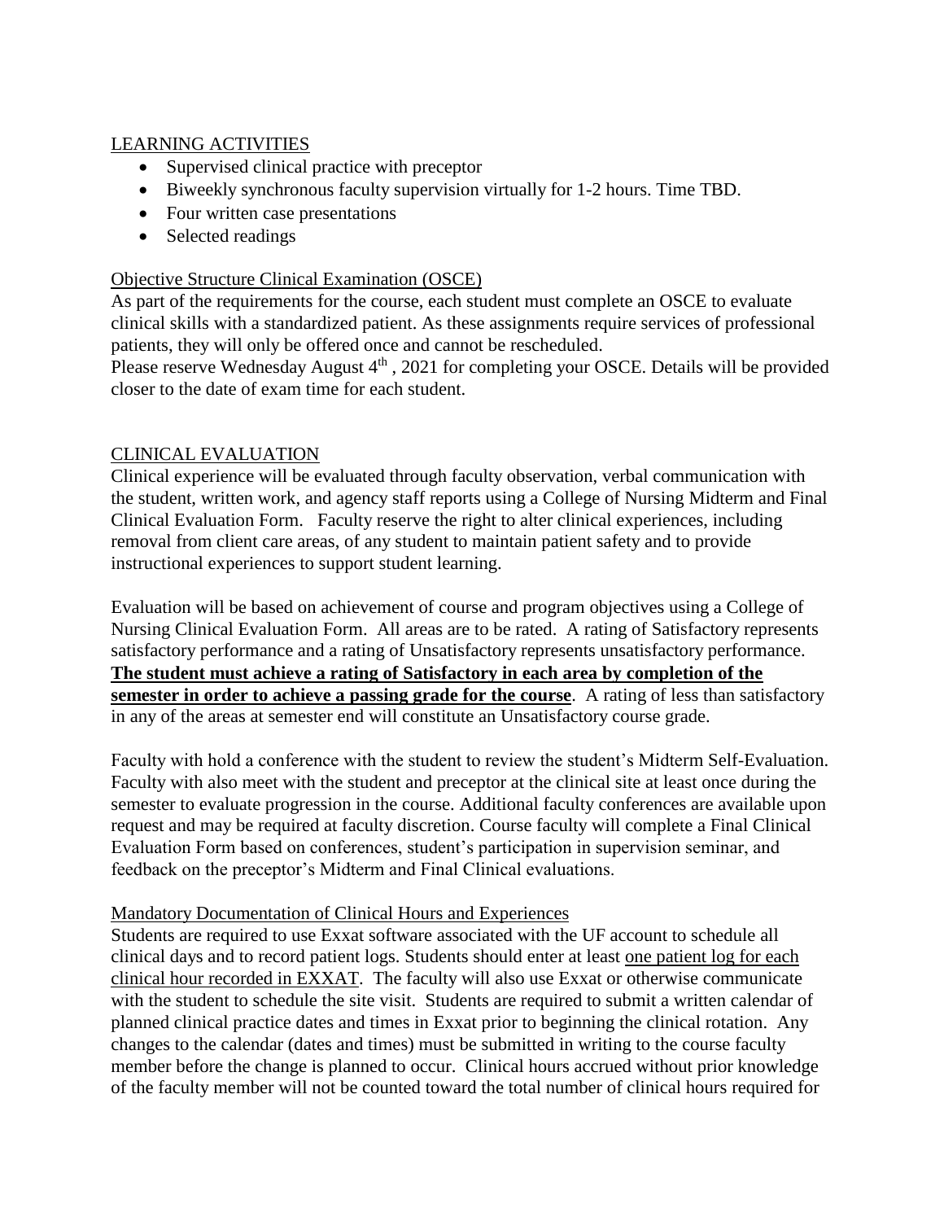LEARNING ACTIVITIES

- Supervised clinical practice with preceptor
- Biweekly synchronous faculty supervision virtually for 1-2 hours. Time TBD.
- Four written case presentations
- Selected readings

Objective Structure Clinical Examination (OSCE)

As part of the requirements for the course, each student must complete an OSCE to evaluate clinical skills with a standardized patient. As these assignments require services of professional patients, they will only be offered once and cannot be rescheduled.
Please reserve Wednesday August 4th , 2021 for completing your OSCE. Details will be provided closer to the date of exam time for each student.

CLINICAL EVALUATION

Clinical experience will be evaluated through faculty observation, verbal communication with the student, written work, and agency staff reports using a College of Nursing Midterm and Final Clinical Evaluation Form. Faculty reserve the right to alter clinical experiences, including removal from client care areas, of any student to maintain patient safety and to provide instructional experiences to support student learning.

Evaluation will be based on achievement of course and program objectives using a College of Nursing Clinical Evaluation Form. All areas are to be rated. A rating of Satisfactory represents satisfactory performance and a rating of Unsatisfactory represents unsatisfactory performance. **The student must achieve a rating of Satisfactory in each area by completion of the semester in order to achieve a passing grade for the course**. A rating of less than satisfactory in any of the areas at semester end will constitute an Unsatisfactory course grade.

Faculty with hold a conference with the student to review the student's Midterm Self-Evaluation. Faculty with also meet with the student and preceptor at the clinical site at least once during the semester to evaluate progression in the course. Additional faculty conferences are available upon request and may be required at faculty discretion. Course faculty will complete a Final Clinical Evaluation Form based on conferences, student's participation in supervision seminar, and feedback on the preceptor's Midterm and Final Clinical evaluations.

Mandatory Documentation of Clinical Hours and Experiences

Students are required to use Exxat software associated with the UF account to schedule all clinical days and to record patient logs. Students should enter at least one patient log for each clinical hour recorded in EXXAT. The faculty will also use Exxat or otherwise communicate with the student to schedule the site visit. Students are required to submit a written calendar of planned clinical practice dates and times in Exxat prior to beginning the clinical rotation. Any changes to the calendar (dates and times) must be submitted in writing to the course faculty member before the change is planned to occur. Clinical hours accrued without prior knowledge of the faculty member will not be counted toward the total number of clinical hours required for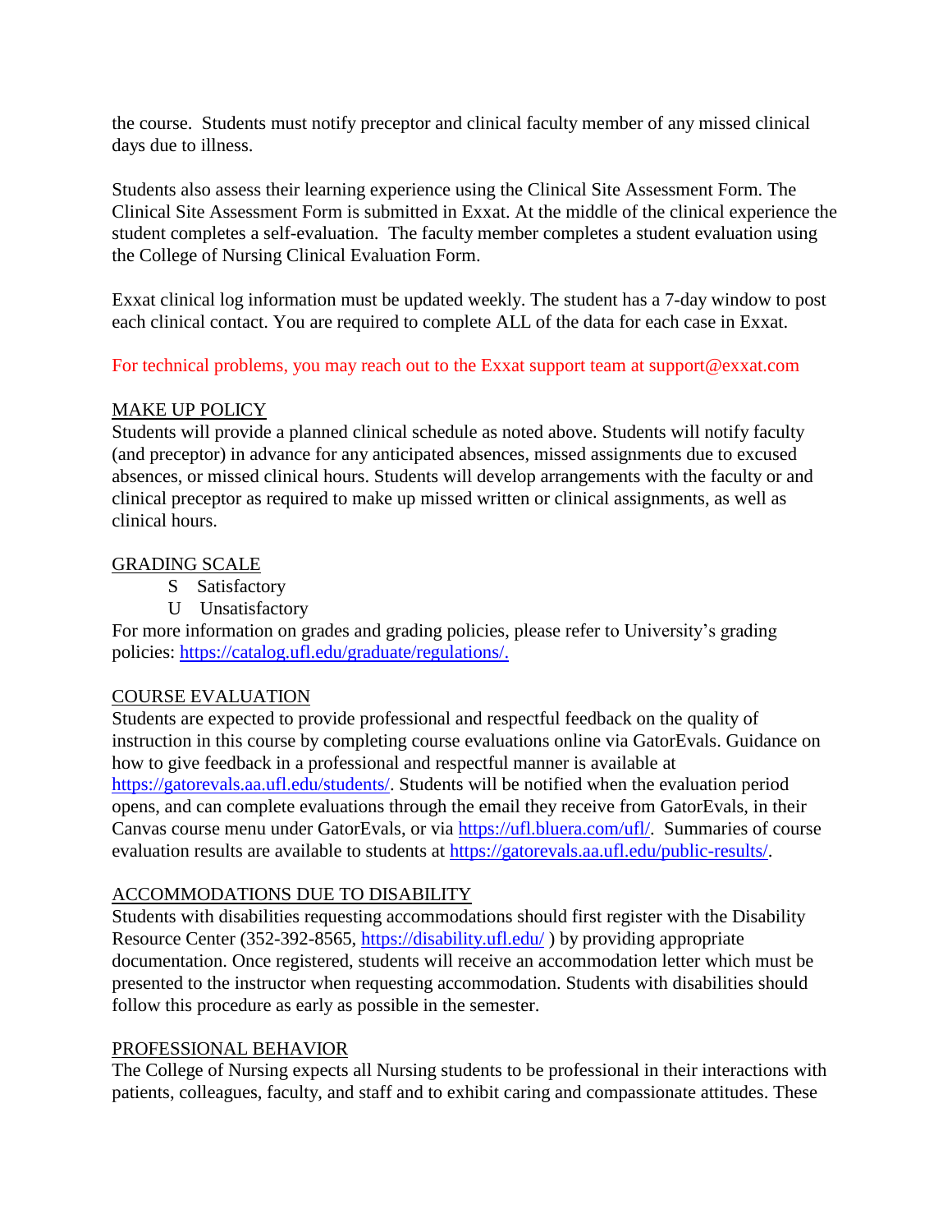the course. Students must notify preceptor and clinical faculty member of any missed clinical days due to illness.

Students also assess their learning experience using the Clinical Site Assessment Form. The Clinical Site Assessment Form is submitted in Exxat. At the middle of the clinical experience the student completes a self-evaluation. The faculty member completes a student evaluation using the College of Nursing Clinical Evaluation Form.

Exxat clinical log information must be updated weekly. The student has a 7-day window to post each clinical contact. You are required to complete ALL of the data for each case in Exxat.

For technical problems, you may reach out to the Exxat support team at support@exxat.com

## MAKE UP POLICY

Students will provide a planned clinical schedule as noted above. Students will notify faculty (and preceptor) in advance for any anticipated absences, missed assignments due to excused absences, or missed clinical hours. Students will develop arrangements with the faculty or and clinical preceptor as required to make up missed written or clinical assignments, as well as clinical hours.

## GRADING SCALE

- S Satisfactory
- U Unsatisfactory

For more information on grades and grading policies, please refer to University's grading policies: https://catalog.ufl.edu/graduate/regulations/.

## COURSE EVALUATION

Students are expected to provide professional and respectful feedback on the quality of instruction in this course by completing course evaluations online via GatorEvals. Guidance on how to give feedback in a professional and respectful manner is available at https://gatorevals.aa.ufl.edu/students/. Students will be notified when the evaluation period opens, and can complete evaluations through the email they receive from GatorEvals, in their Canvas course menu under GatorEvals, or via https://ufl.bluera.com/ufl/. Summaries of course evaluation results are available to students at https://gatorevals.aa.ufl.edu/public-results/.

## ACCOMMODATIONS DUE TO DISABILITY

Students with disabilities requesting accommodations should first register with the Disability Resource Center (352-392-8565, https://disability.ufl.edu/ ) by providing appropriate documentation. Once registered, students will receive an accommodation letter which must be presented to the instructor when requesting accommodation. Students with disabilities should follow this procedure as early as possible in the semester.

## PROFESSIONAL BEHAVIOR

The College of Nursing expects all Nursing students to be professional in their interactions with patients, colleagues, faculty, and staff and to exhibit caring and compassionate attitudes. These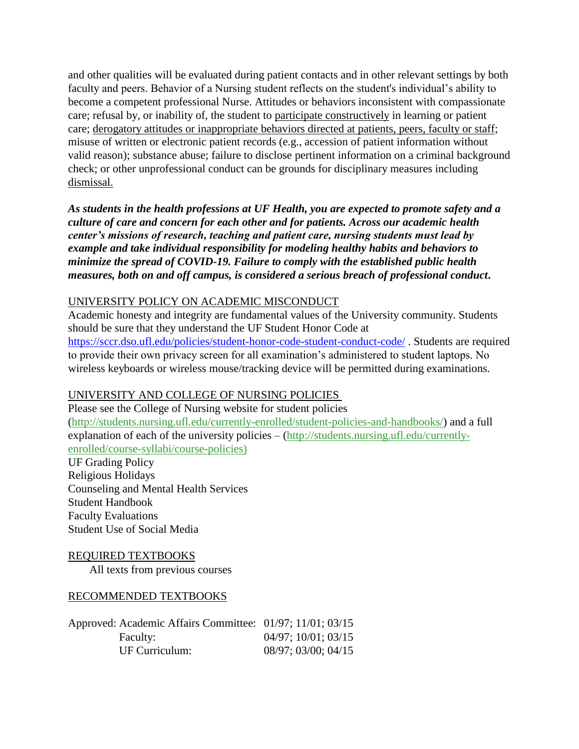and other qualities will be evaluated during patient contacts and in other relevant settings by both faculty and peers. Behavior of a Nursing student reflects on the student's individual's ability to become a competent professional Nurse. Attitudes or behaviors inconsistent with compassionate care; refusal by, or inability of, the student to participate constructively in learning or patient care; derogatory attitudes or inappropriate behaviors directed at patients, peers, faculty or staff; misuse of written or electronic patient records (e.g., accession of patient information without valid reason); substance abuse; failure to disclose pertinent information on a criminal background check; or other unprofessional conduct can be grounds for disciplinary measures including dismissal.

***As students in the health professions at UF Health, you are expected to promote safety and a culture of care and concern for each other and for patients. Across our academic health center's missions of research, teaching and patient care, nursing students must lead by example and take individual responsibility for modeling healthy habits and behaviors to minimize the spread of COVID-19. Failure to comply with the established public health measures, both on and off campus, is considered a serious breach of professional conduct.***

## UNIVERSITY POLICY ON ACADEMIC MISCONDUCT

Academic honesty and integrity are fundamental values of the University community. Students should be sure that they understand the UF Student Honor Code at https://sccr.dso.ufl.edu/policies/student-honor-code-student-conduct-code/ . Students are required to provide their own privacy screen for all examination's administered to student laptops. No wireless keyboards or wireless mouse/tracking device will be permitted during examinations.

## UNIVERSITY AND COLLEGE OF NURSING POLICIES

Please see the College of Nursing website for student policies (http://students.nursing.ufl.edu/currently-enrolled/student-policies-and-handbooks/) and a full explanation of each of the university policies – (http://students.nursing.ufl.edu/currently-enrolled/course-syllabi/course-policies)

UF Grading Policy
Religious Holidays
Counseling and Mental Health Services
Student Handbook
Faculty Evaluations
Student Use of Social Media

## REQUIRED TEXTBOOKS

All texts from previous courses

## RECOMMENDED TEXTBOOKS

| | | |
|---|---|---|
| Approved: | Academic Affairs Committee: | 01/97; 11/01; 03/15 |
| | Faculty: | 04/97; 10/01; 03/15 |
| | UF Curriculum: | 08/97; 03/00; 04/15 |